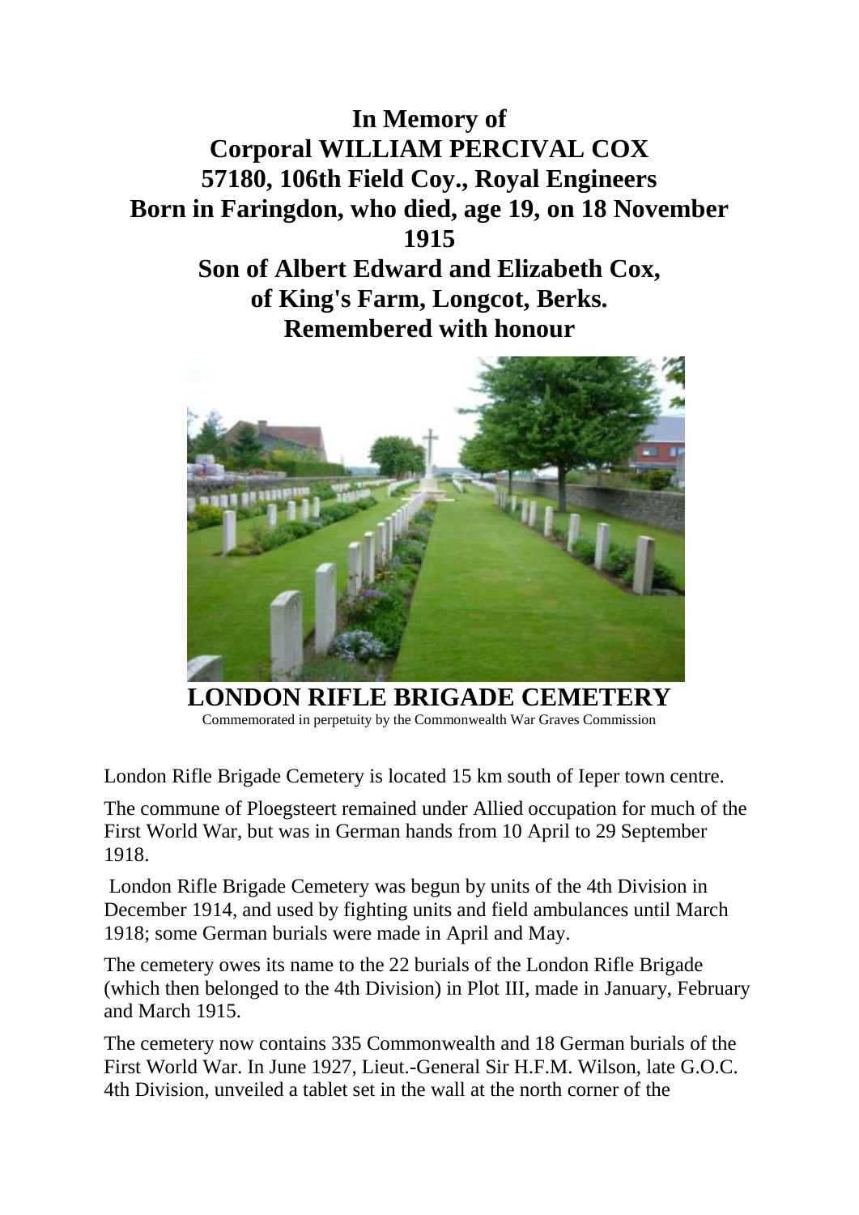**In Memory of**
**Corporal WILLIAM PERCIVAL COX**
**57180, 106th Field Coy., Royal Engineers**
**Born in Faringdon, who died, age 19, on 18 November 1915**
**Son of Albert Edward and Elizabeth Cox,**
**of King's Farm, Longcot, Berks.**
**Remembered with honour**

**LONDON RIFLE BRIGADE CEMETERY**

Commemorated in perpetuity by the Commonwealth War Graves Commission

London Rifle Brigade Cemetery is located 15 km south of Ieper town centre.

The commune of Ploegsteert remained under Allied occupation for much of the First World War, but was in German hands from 10 April to 29 September 1918.

London Rifle Brigade Cemetery was begun by units of the 4th Division in December 1914, and used by fighting units and field ambulances until March 1918; some German burials were made in April and May.

The cemetery owes its name to the 22 burials of the London Rifle Brigade (which then belonged to the 4th Division) in Plot III, made in January, February and March 1915.

The cemetery now contains 335 Commonwealth and 18 German burials of the First World War. In June 1927, Lieut.-General Sir H.F.M. Wilson, late G.O.C. 4th Division, unveiled a tablet set in the wall at the north corner of the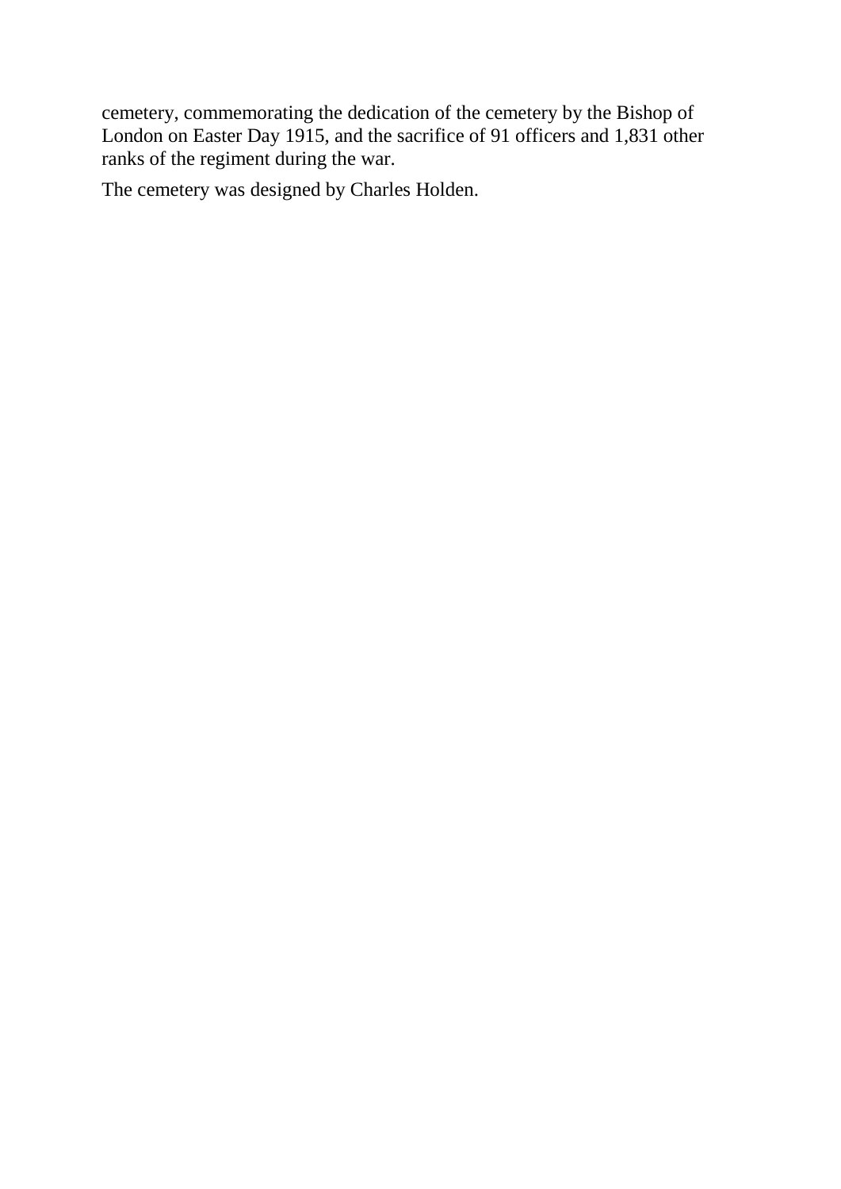cemetery, commemorating the dedication of the cemetery by the Bishop of London on Easter Day 1915, and the sacrifice of 91 officers and 1,831 other ranks of the regiment during the war.

The cemetery was designed by Charles Holden.